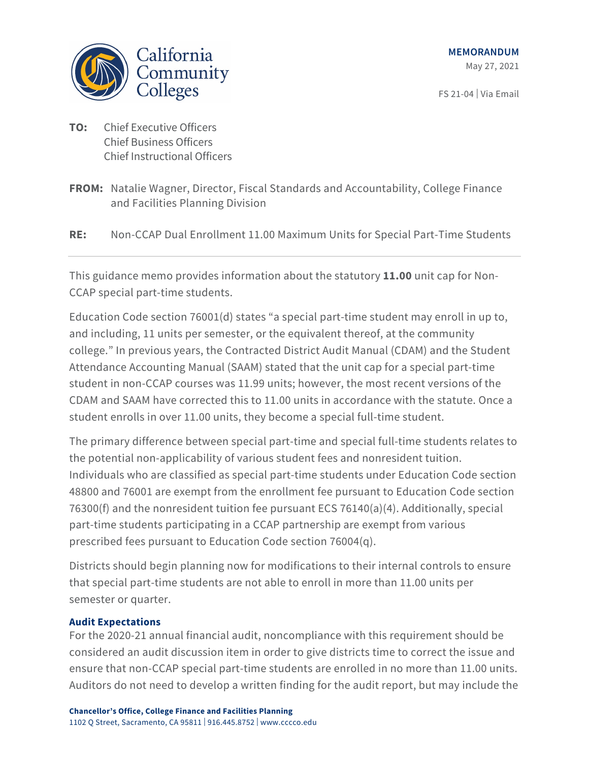California Community Colleges

**MEMORANDUM**

May 27, 2021

FS 21-04 | Via Email

**TO:** Chief Executive Officers
Chief Business Officers
Chief Instructional Officers

**FROM:** Natalie Wagner, Director, Fiscal Standards and Accountability, College Finance and Facilities Planning Division

**RE:** Non-CCAP Dual Enrollment 11.00 Maximum Units for Special Part-Time Students

---

This guidance memo provides information about the statutory **11.00** unit cap for Non-CCAP special part-time students.

Education Code section 76001(d) states "a special part-time student may enroll in up to, and including, 11 units per semester, or the equivalent thereof, at the community college." In previous years, the Contracted District Audit Manual (CDAM) and the Student Attendance Accounting Manual (SAAM) stated that the unit cap for a special part-time student in non-CCAP courses was 11.99 units; however, the most recent versions of the CDAM and SAAM have corrected this to 11.00 units in accordance with the statute. Once a student enrolls in over 11.00 units, they become a special full-time student.

The primary difference between special part-time and special full-time students relates to the potential non-applicability of various student fees and nonresident tuition. Individuals who are classified as special part-time students under Education Code section 48800 and 76001 are exempt from the enrollment fee pursuant to Education Code section 76300(f) and the nonresident tuition fee pursuant ECS 76140(a)(4). Additionally, special part-time students participating in a CCAP partnership are exempt from various prescribed fees pursuant to Education Code section 76004(q).

Districts should begin planning now for modifications to their internal controls to ensure that special part-time students are not able to enroll in more than 11.00 units per semester or quarter.

### Audit Expectations

For the 2020-21 annual financial audit, noncompliance with this requirement should be considered an audit discussion item in order to give districts time to correct the issue and ensure that non-CCAP special part-time students are enrolled in no more than 11.00 units. Auditors do not need to develop a written finding for the audit report, but may include the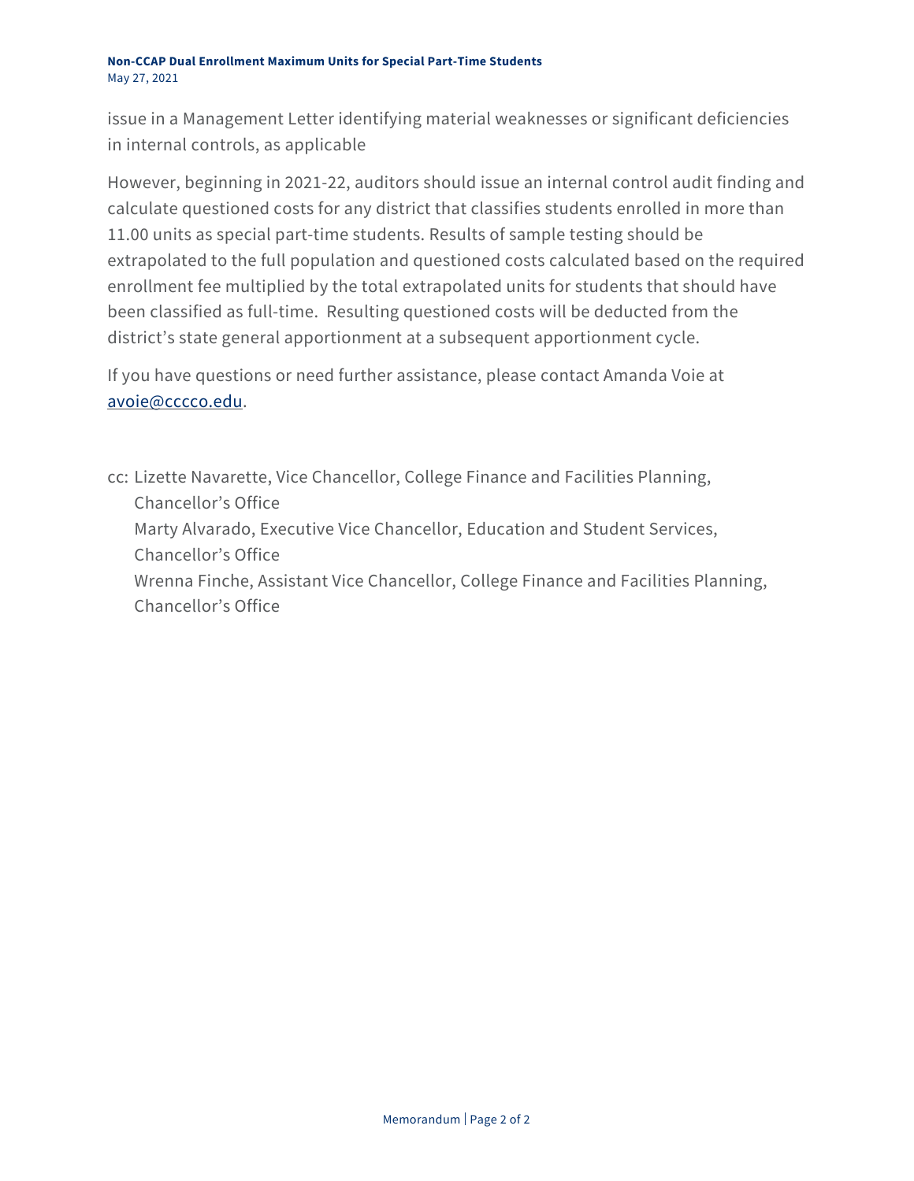issue in a Management Letter identifying material weaknesses or significant deficiencies in internal controls, as applicable

However, beginning in 2021-22, auditors should issue an internal control audit finding and calculate questioned costs for any district that classifies students enrolled in more than 11.00 units as special part-time students. Results of sample testing should be extrapolated to the full population and questioned costs calculated based on the required enrollment fee multiplied by the total extrapolated units for students that should have been classified as full-time. Resulting questioned costs will be deducted from the district's state general apportionment at a subsequent apportionment cycle.

If you have questions or need further assistance, please contact Amanda Voie at avoie@cccco.edu.

cc: Lizette Navarette, Vice Chancellor, College Finance and Facilities Planning, Chancellor's Office
Marty Alvarado, Executive Vice Chancellor, Education and Student Services, Chancellor's Office
Wrenna Finche, Assistant Vice Chancellor, College Finance and Facilities Planning, Chancellor's Office